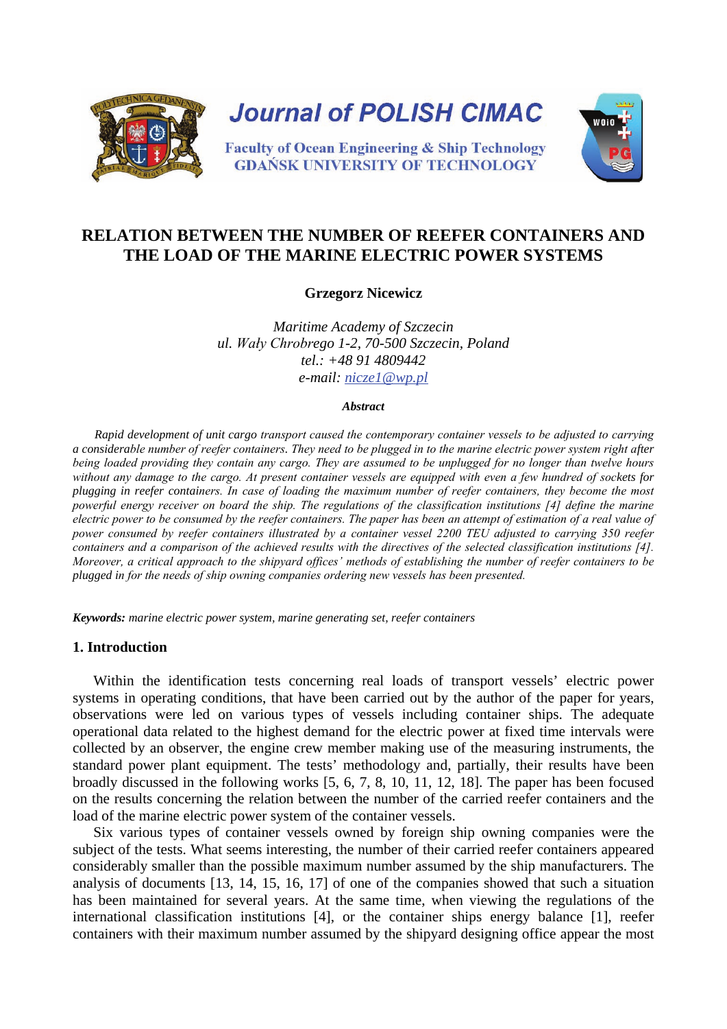Journal of POLISH CIMAC

Faculty of Ocean Engineering & Ship Technology
GDAŃSK UNIVERSITY OF TECHNOLOGY

# RELATION BETWEEN THE NUMBER OF REEFER CONTAINERS AND THE LOAD OF THE MARINE ELECTRIC POWER SYSTEMS

**Grzegorz Nicewicz**

*Maritime Academy of Szczecin*
*ul. Wały Chrobrego 1-2, 70-500 Szczecin, Poland*
*tel.: +48 91 4809442*
*e-mail: nicze1@wp.pl*

***Abstract***

*Rapid development of unit cargo transport caused the contemporary container vessels to be adjusted to carrying a considerable number of reefer containers. They need to be plugged in to the marine electric power system right after being loaded providing they contain any cargo. They are assumed to be unplugged for no longer than twelve hours without any damage to the cargo. At present container vessels are equipped with even a few hundred of sockets for plugging in reefer containers. In case of loading the maximum number of reefer containers, they become the most powerful energy receiver on board the ship. The regulations of the classification institutions [4] define the marine electric power to be consumed by the reefer containers. The paper has been an attempt of estimation of a real value of power consumed by reefer containers illustrated by a container vessel 2200 TEU adjusted to carrying 350 reefer containers and a comparison of the achieved results with the directives of the selected classification institutions [4]. Moreover, a critical approach to the shipyard offices' methods of establishing the number of reefer containers to be plugged in for the needs of ship owning companies ordering new vessels has been presented.*

***Keywords:*** *marine electric power system, marine generating set, reefer containers*

## 1. Introduction

Within the identification tests concerning real loads of transport vessels' electric power systems in operating conditions, that have been carried out by the author of the paper for years, observations were led on various types of vessels including container ships. The adequate operational data related to the highest demand for the electric power at fixed time intervals were collected by an observer, the engine crew member making use of the measuring instruments, the standard power plant equipment. The tests' methodology and, partially, their results have been broadly discussed in the following works [5, 6, 7, 8, 10, 11, 12, 18]. The paper has been focused on the results concerning the relation between the number of the carried reefer containers and the load of the marine electric power system of the container vessels.

Six various types of container vessels owned by foreign ship owning companies were the subject of the tests. What seems interesting, the number of their carried reefer containers appeared considerably smaller than the possible maximum number assumed by the ship manufacturers. The analysis of documents [13, 14, 15, 16, 17] of one of the companies showed that such a situation has been maintained for several years. At the same time, when viewing the regulations of the international classification institutions [4], or the container ships energy balance [1], reefer containers with their maximum number assumed by the shipyard designing office appear the most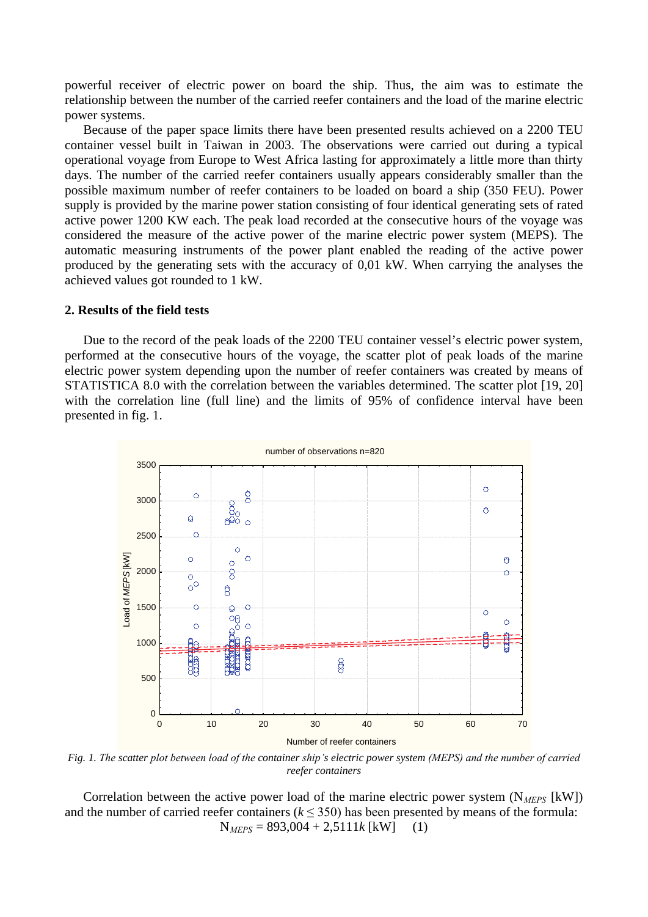powerful receiver of electric power on board the ship. Thus, the aim was to estimate the relationship between the number of the carried reefer containers and the load of the marine electric power systems.

Because of the paper space limits there have been presented results achieved on a 2200 TEU container vessel built in Taiwan in 2003. The observations were carried out during a typical operational voyage from Europe to West Africa lasting for approximately a little more than thirty days. The number of the carried reefer containers usually appears considerably smaller than the possible maximum number of reefer containers to be loaded on board a ship (350 FEU). Power supply is provided by the marine power station consisting of four identical generating sets of rated active power 1200 KW each. The peak load recorded at the consecutive hours of the voyage was considered the measure of the active power of the marine electric power system (MEPS). The automatic measuring instruments of the power plant enabled the reading of the active power produced by the generating sets with the accuracy of 0,01 kW. When carrying the analyses the achieved values got rounded to 1 kW.

## 2. Results of the field tests

Due to the record of the peak loads of the 2200 TEU container vessel's electric power system, performed at the consecutive hours of the voyage, the scatter plot of peak loads of the marine electric power system depending upon the number of reefer containers was created by means of STATISTICA 8.0 with the correlation between the variables determined. The scatter plot [19, 20] with the correlation line (full line) and the limits of 95% of confidence interval have been presented in fig. 1.

number of observations n=820

Load of *MEPS* [kW]

0
500
1000
1500
2000
2500
3000
3500

Number of reefer containers

0
10
20
30
40
50
60
70

*Fig. 1. The scatter plot between load of the container ship's electric power system (MEPS) and the number of carried reefer containers*

Correlation between the active power load of the marine electric power system ($N_{MEPS}$ [kW]) and the number of carried reefer containers ($k \leq 350$) has been presented by means of the formula:

$$N_{MEPS} = 893{,}004 + 2{,}5111k \text{ [kW]} \qquad (1)$$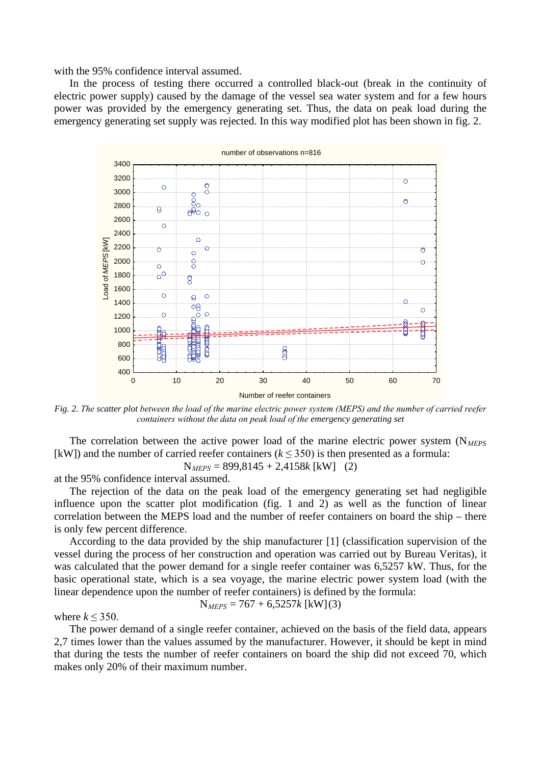with the 95% confidence interval assumed.

In the process of testing there occurred a controlled black-out (break in the continuity of electric power supply) caused by the damage of the vessel sea water system and for a few hours power was provided by the emergency generating set. Thus, the data on peak load during the emergency generating set supply was rejected. In this way modified plot has been shown in fig. 2.

number of observations n=816

Load of *MEPS* [kW]

3400
3200
3000
2800
2600
2400
2200
2000
1800
1600
1400
1200
1000
800
600
400

0 10 20 30 40 50 60 70

Number of reefer containers

*Fig. 2. The scatter plot between the load of the marine electric power system (MEPS) and the number of carried reefer containers without the data on peak load of the emergency generating set*

The correlation between the active power load of the marine electric power system ($N_{MEPS}$ [kW]) and the number of carried reefer containers ($k \leq 350$) is then presented as a formula:

$$N_{MEPS} = 899{,}8145 + 2{,}4158k \text{ [kW]} \quad (2)$$

at the 95% confidence interval assumed.

The rejection of the data on the peak load of the emergency generating set had negligible influence upon the scatter plot modification (fig. 1 and 2) as well as the function of linear correlation between the MEPS load and the number of reefer containers on board the ship – there is only few percent difference.

According to the data provided by the ship manufacturer [1] (classification supervision of the vessel during the process of her construction and operation was carried out by Bureau Veritas), it was calculated that the power demand for a single reefer container was 6,5257 kW. Thus, for the basic operational state, which is a sea voyage, the marine electric power system load (with the linear dependence upon the number of reefer containers) is defined by the formula:

$$N_{MEPS} = 767 + 6{,}5257k \text{ [kW]} \quad (3)$$

where $k \leq 350$.

The power demand of a single reefer container, achieved on the basis of the field data, appears 2,7 times lower than the values assumed by the manufacturer. However, it should be kept in mind that during the tests the number of reefer containers on board the ship did not exceed 70, which makes only 20% of their maximum number.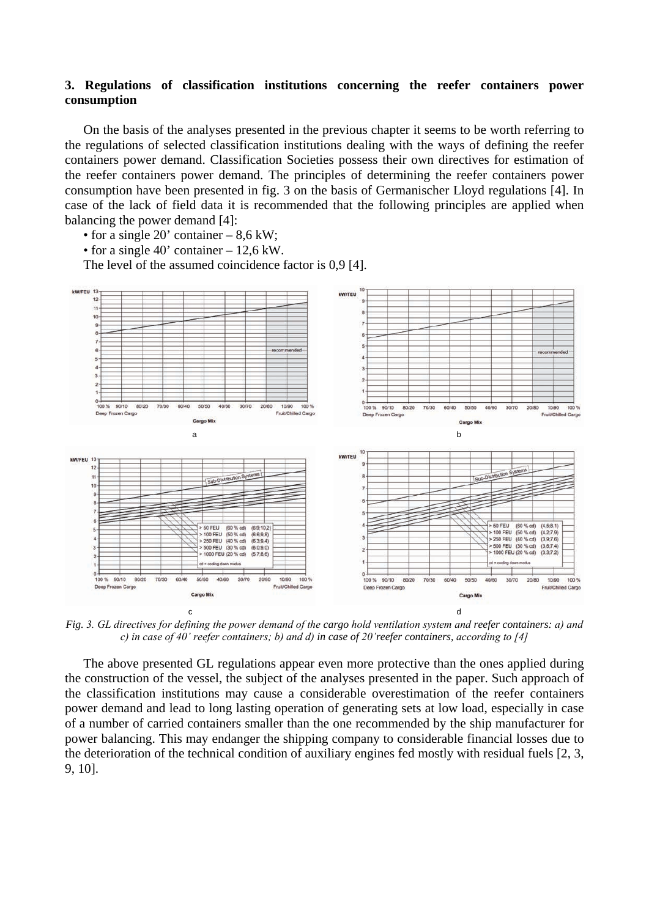### 3. Regulations of classification institutions concerning the reefer containers power consumption

On the basis of the analyses presented in the previous chapter it seems to be worth referring to the regulations of selected classification institutions dealing with the ways of defining the reefer containers power demand. Classification Societies possess their own directives for estimation of the reefer containers power demand. The principles of determining the reefer containers power consumption have been presented in fig. 3 on the basis of Germanischer Lloyd regulations [4]. In case of the lack of field data it is recommended that the following principles are applied when balancing the power demand [4]:

- for a single 20' container – 8,6 kW;
- for a single 40' container – 12,6 kW.

The level of the assumed coincidence factor is 0,9 [4].

a

kW/FEU
recommended
100 % 90/10 80/20 70/30 60/40 50/50 40/60 30/70 20/80 10/90 100 %
Deep Frozen Cargo
Fruit/Chilled Cargo
Cargo Mix

b

kW/TEU
recommended
100 % 90/10 80/20 70/30 60/40 50/50 40/60 30/70 20/80 10/90 100 %
Deep Frozen Cargo
Fruit/Chilled Cargo
Cargo Mix

c

kW/FEU
Sub-Distribution Systems
> 50 FEU (60 % cd) (6,9;10,2)
> 100 FEU (50 % cd) (6,6;9,8)
> 250 FEU (40 % cd) (6,3;9,4)
> 500 FEU (30 % cd) (6,0;9,0)
> 1000 FEU (20 % cd) (5,7;8,6)
cd = cooling down modus
100 % 90/10 80/20 70/30 60/40 50/50 40/60 30/70 20/80 10/90 100 %
Deep Frozen Cargo
Fruit/Chilled Cargo
Cargo Mix

d

kW/TEU
Sub-Distribution Systems
> 50 FEU (60 % cd) (4,5;8,1)
> 100 FEU (50 % cd) (4,2;7,9)
> 250 FEU (40 % cd) (3,9;7,6)
> 500 FEU (30 % cd) (3,5;7,4)
> 1000 FEU (20 % cd) (3,3;7,2)
cd = cooling down modus
100 % 90/10 80/20 70/30 60/40 50/50 40/60 30/70 20/80 10/90 100 %
Deep Frozen Cargo
Fruit/Chilled Cargo
Cargo Mix

*Fig. 3. GL directives for defining the power demand of the cargo hold ventilation system and reefer containers: a) and c) in case of 40' reefer containers; b) and d) in case of 20'reefer containers, according to [4]*

The above presented GL regulations appear even more protective than the ones applied during the construction of the vessel, the subject of the analyses presented in the paper. Such approach of the classification institutions may cause a considerable overestimation of the reefer containers power demand and lead to long lasting operation of generating sets at low load, especially in case of a number of carried containers smaller than the one recommended by the ship manufacturer for power balancing. This may endanger the shipping company to considerable financial losses due to the deterioration of the technical condition of auxiliary engines fed mostly with residual fuels [2, 3, 9, 10].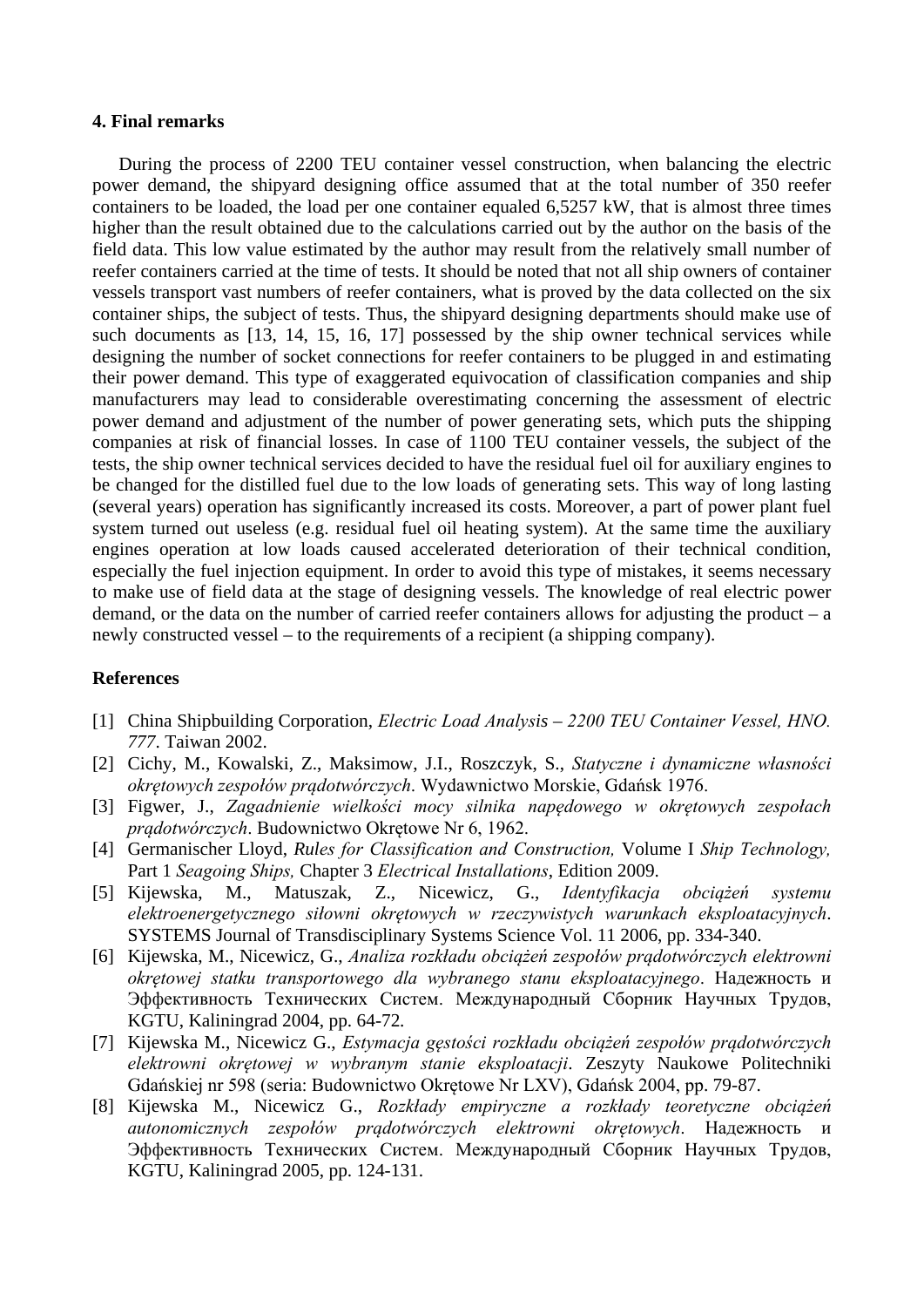## 4. Final remarks

During the process of 2200 TEU container vessel construction, when balancing the electric power demand, the shipyard designing office assumed that at the total number of 350 reefer containers to be loaded, the load per one container equaled 6,5257 kW, that is almost three times higher than the result obtained due to the calculations carried out by the author on the basis of the field data. This low value estimated by the author may result from the relatively small number of reefer containers carried at the time of tests. It should be noted that not all ship owners of container vessels transport vast numbers of reefer containers, what is proved by the data collected on the six container ships, the subject of tests. Thus, the shipyard designing departments should make use of such documents as [13, 14, 15, 16, 17] possessed by the ship owner technical services while designing the number of socket connections for reefer containers to be plugged in and estimating their power demand. This type of exaggerated equivocation of classification companies and ship manufacturers may lead to considerable overestimating concerning the assessment of electric power demand and adjustment of the number of power generating sets, which puts the shipping companies at risk of financial losses. In case of 1100 TEU container vessels, the subject of the tests, the ship owner technical services decided to have the residual fuel oil for auxiliary engines to be changed for the distilled fuel due to the low loads of generating sets. This way of long lasting (several years) operation has significantly increased its costs. Moreover, a part of power plant fuel system turned out useless (e.g. residual fuel oil heating system). At the same time the auxiliary engines operation at low loads caused accelerated deterioration of their technical condition, especially the fuel injection equipment. In order to avoid this type of mistakes, it seems necessary to make use of field data at the stage of designing vessels. The knowledge of real electric power demand, or the data on the number of carried reefer containers allows for adjusting the product – a newly constructed vessel – to the requirements of a recipient (a shipping company).

## References

[1] China Shipbuilding Corporation, *Electric Load Analysis – 2200 TEU Container Vessel, HNO. 777*. Taiwan 2002.

[2] Cichy, M., Kowalski, Z., Maksimow, J.I., Roszczyk, S., *Statyczne i dynamiczne własności okrętowych zespołów prądotwórczych*. Wydawnictwo Morskie, Gdańsk 1976.

[3] Figwer, J., *Zagadnienie wielkości mocy silnika napędowego w okrętowych zespołach prądotwórczych*. Budownictwo Okrętowe Nr 6, 1962.

[4] Germanischer Lloyd, *Rules for Classification and Construction,* Volume I *Ship Technology,* Part 1 *Seagoing Ships,* Chapter 3 *Electrical Installations*, Edition 2009.

[5] Kijewska, M., Matuszak, Z., Nicewicz, G., *Identyfikacja obciążeń systemu elektroenergetycznego siłowni okrętowych w rzeczywistych warunkach eksploatacyjnych*. SYSTEMS Journal of Transdisciplinary Systems Science Vol. 11 2006, pp. 334-340.

[6] Kijewska, M., Nicewicz, G., *Analiza rozkładu obciążeń zespołów prądotwórczych elektrowni okrętowej statku transportowego dla wybranego stanu eksploatacyjnego*. Надежность и Эффективность Технических Систем. Международный Сборник Научных Трудов, KGTU, Kaliningrad 2004, pp. 64-72.

[7] Kijewska M., Nicewicz G., *Estymacja gęstości rozkładu obciążeń zespołów prądotwórczych elektrowni okrętowej w wybranym stanie eksploatacji*. Zeszyty Naukowe Politechniki Gdańskiej nr 598 (seria: Budownictwo Okrętowe Nr LXV), Gdańsk 2004, pp. 79-87.

[8] Kijewska M., Nicewicz G., *Rozkłady empiryczne a rozkłady teoretyczne obciążeń autonomicznych zespołów prądotwórczych elektrowni okrętowych*. Надежность и Эффективность Технических Систем. Международный Сборник Научных Трудов, KGTU, Kaliningrad 2005, pp. 124-131.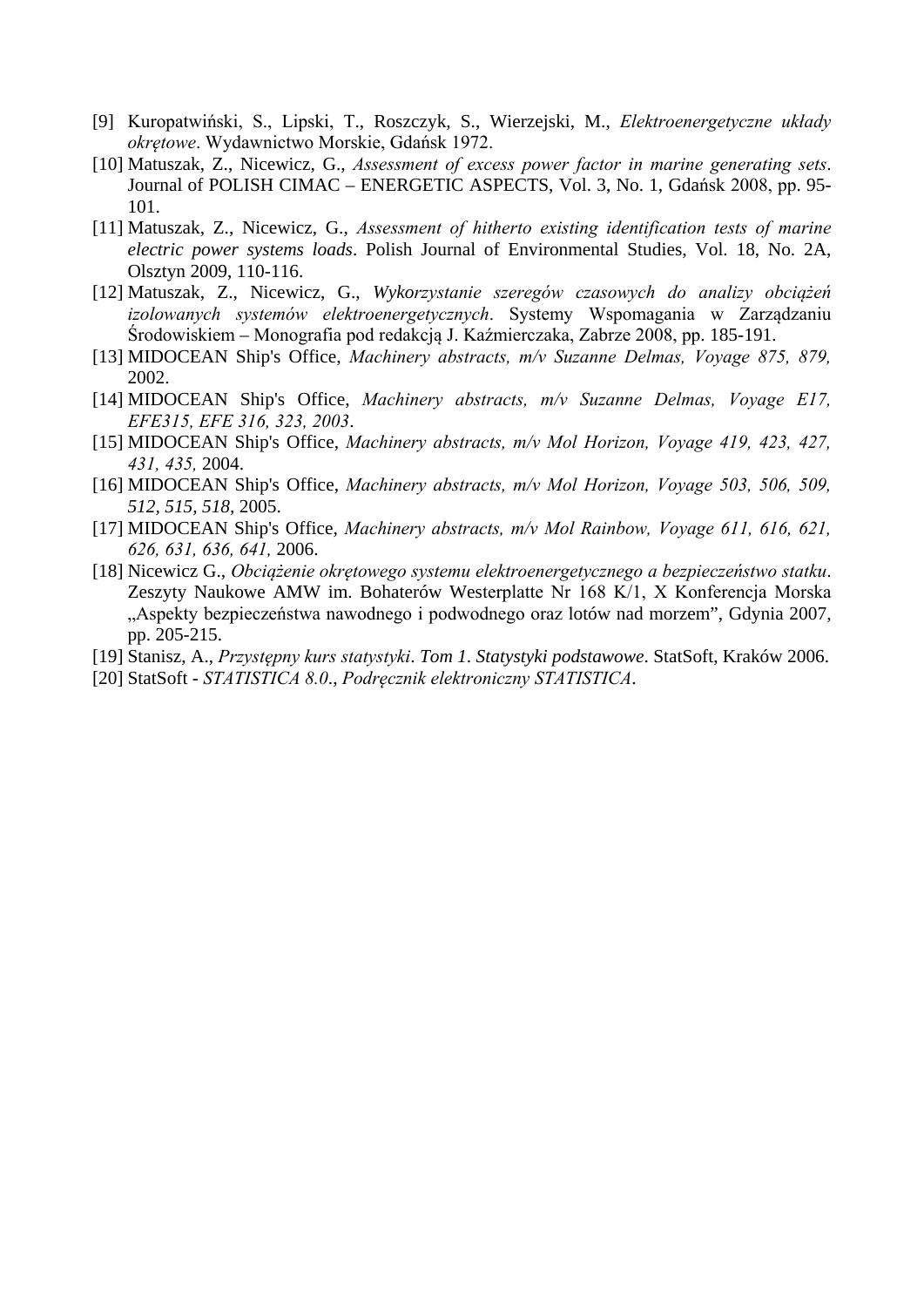[9] Kuropatwiński, S., Lipski, T., Roszczyk, S., Wierzejski, M., *Elektroenergetyczne układy okrętowe*. Wydawnictwo Morskie, Gdańsk 1972.

[10] Matuszak, Z., Nicewicz, G., *Assessment of excess power factor in marine generating sets*. Journal of POLISH CIMAC – ENERGETIC ASPECTS, Vol. 3, No. 1, Gdańsk 2008, pp. 95-101.

[11] Matuszak, Z., Nicewicz, G., *Assessment of hitherto existing identification tests of marine electric power systems loads*. Polish Journal of Environmental Studies, Vol. 18, No. 2A, Olsztyn 2009, 110-116.

[12] Matuszak, Z., Nicewicz, G., *Wykorzystanie szeregów czasowych do analizy obciążeń izolowanych systemów elektroenergetycznych*. Systemy Wspomagania w Zarządzaniu Środowiskiem – Monografia pod redakcją J. Kaźmierczaka, Zabrze 2008, pp. 185-191.

[13] MIDOCEAN Ship's Office, *Machinery abstracts, m/v Suzanne Delmas, Voyage 875, 879,* 2002.

[14] MIDOCEAN Ship's Office, *Machinery abstracts, m/v Suzanne Delmas, Voyage E17, EFE315, EFE 316, 323, 2003*.

[15] MIDOCEAN Ship's Office, *Machinery abstracts, m/v Mol Horizon, Voyage 419, 423, 427, 431, 435,* 2004.

[16] MIDOCEAN Ship's Office, *Machinery abstracts, m/v Mol Horizon, Voyage 503, 506, 509, 512, 515, 518,* 2005.

[17] MIDOCEAN Ship's Office, *Machinery abstracts, m/v Mol Rainbow, Voyage 611, 616, 621, 626, 631, 636, 641,* 2006.

[18] Nicewicz G., *Obciążenie okrętowego systemu elektroenergetycznego a bezpieczeństwo statku*. Zeszyty Naukowe AMW im. Bohaterów Westerplatte Nr 168 K/1, X Konferencja Morska „Aspekty bezpieczeństwa nawodnego i podwodnego oraz lotów nad morzem", Gdynia 2007, pp. 205-215.

[19] Stanisz, A., *Przystępny kurs statystyki*. *Tom 1. Statystyki podstawowe*. StatSoft, Kraków 2006.

[20] StatSoft - *STATISTICA 8.0*., *Podręcznik elektroniczny STATISTICA*.